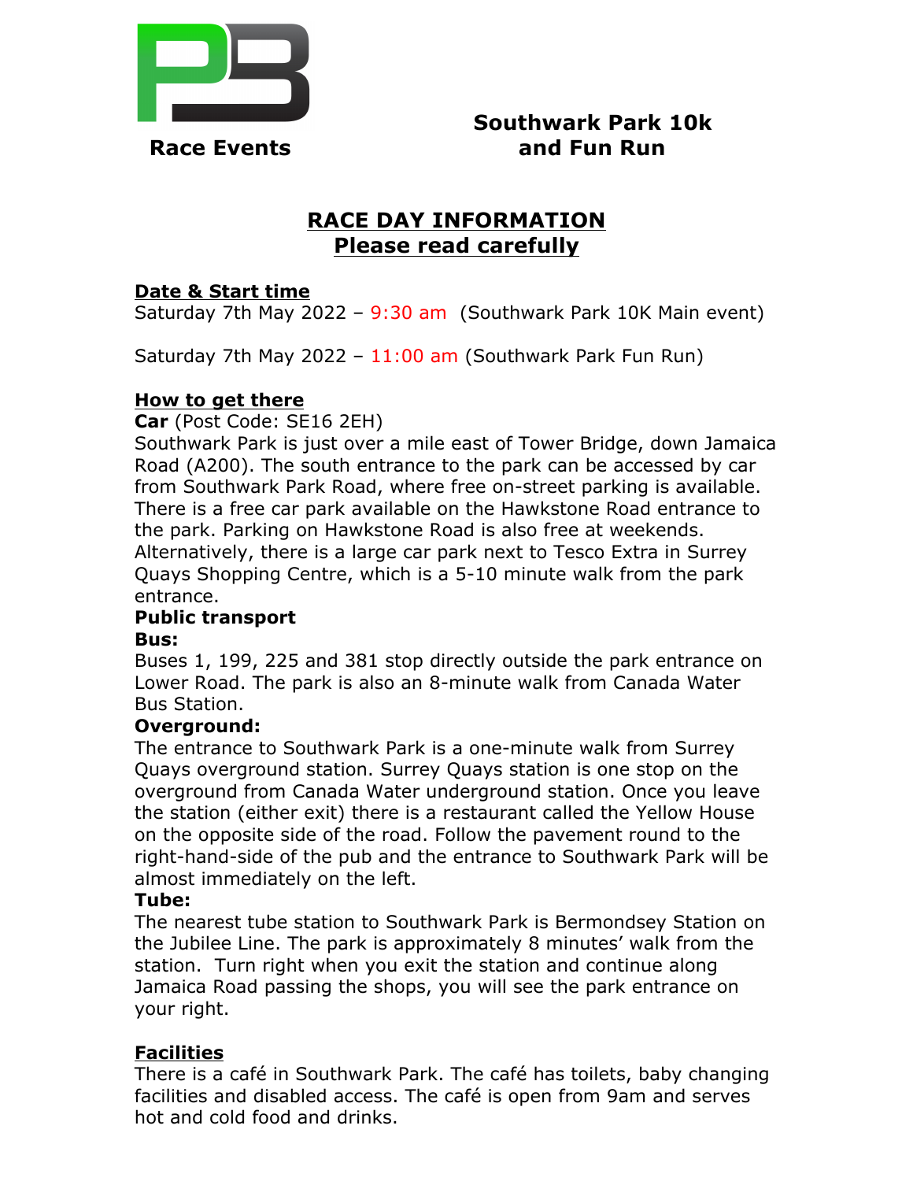**Race Events**

# Southwark Park 10k and Fun Run

## RACE DAY INFORMATION
## Please read carefully

### Date & Start time

Saturday 7th May 2022 – 9:30 am (Southwark Park 10K Main event)

Saturday 7th May 2022 – 11:00 am (Southwark Park Fun Run)

### How to get there

**Car** (Post Code: SE16 2EH)
Southwark Park is just over a mile east of Tower Bridge, down Jamaica Road (A200). The south entrance to the park can be accessed by car from Southwark Park Road, where free on-street parking is available. There is a free car park available on the Hawkstone Road entrance to the park. Parking on Hawkstone Road is also free at weekends. Alternatively, there is a large car park next to Tesco Extra in Surrey Quays Shopping Centre, which is a 5-10 minute walk from the park entrance.

**Public transport**

**Bus:**
Buses 1, 199, 225 and 381 stop directly outside the park entrance on Lower Road. The park is also an 8-minute walk from Canada Water Bus Station.

**Overground:**
The entrance to Southwark Park is a one-minute walk from Surrey Quays overground station. Surrey Quays station is one stop on the overground from Canada Water underground station. Once you leave the station (either exit) there is a restaurant called the Yellow House on the opposite side of the road. Follow the pavement round to the right-hand-side of the pub and the entrance to Southwark Park will be almost immediately on the left.

**Tube:**
The nearest tube station to Southwark Park is Bermondsey Station on the Jubilee Line. The park is approximately 8 minutes' walk from the station. Turn right when you exit the station and continue along Jamaica Road passing the shops, you will see the park entrance on your right.

### Facilities

There is a café in Southwark Park. The café has toilets, baby changing facilities and disabled access. The café is open from 9am and serves hot and cold food and drinks.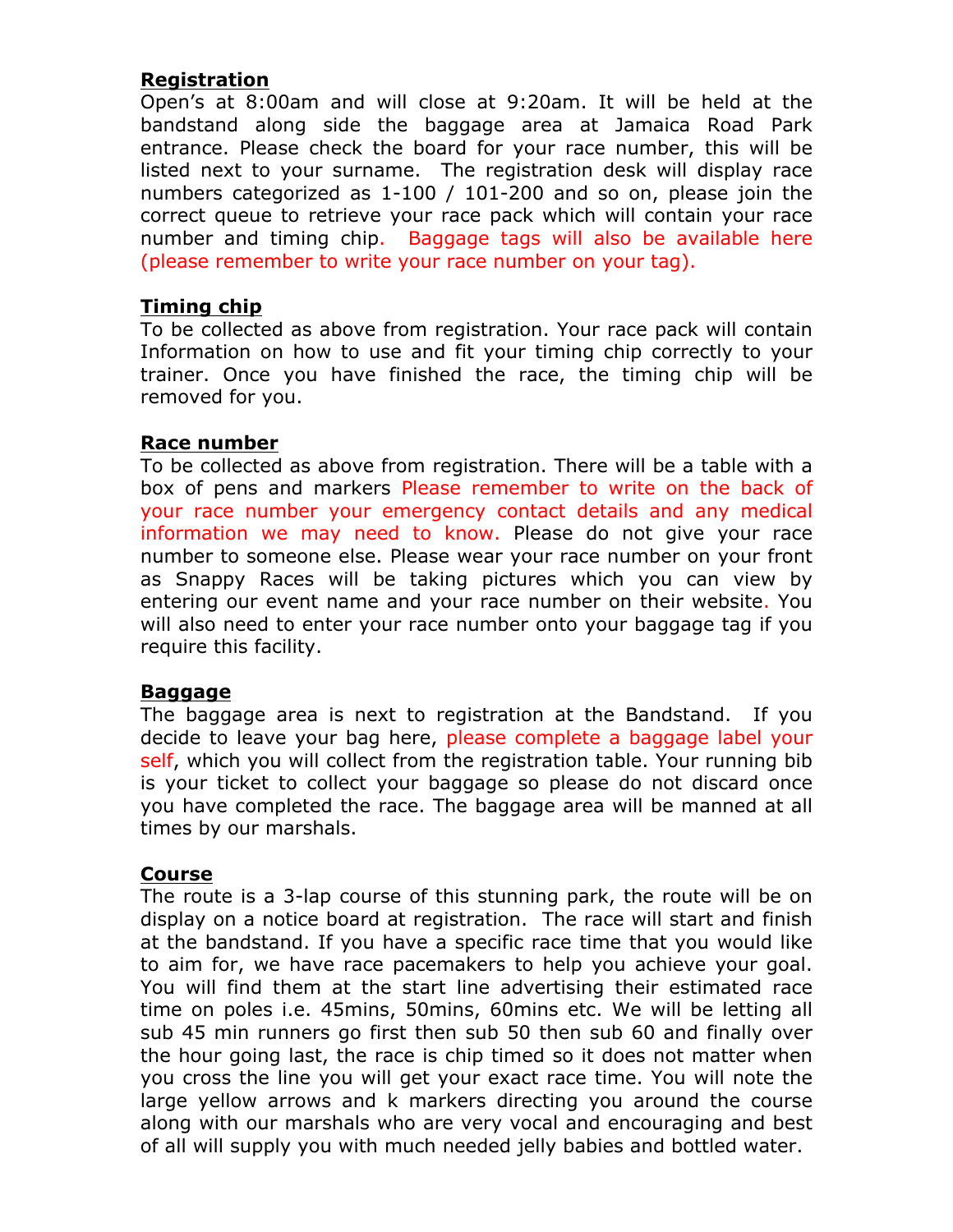**Registration**

Open's at 8:00am and will close at 9:20am. It will be held at the bandstand along side the baggage area at Jamaica Road Park entrance. Please check the board for your race number, this will be listed next to your surname. The registration desk will display race numbers categorized as 1-100 / 101-200 and so on, please join the correct queue to retrieve your race pack which will contain your race number and timing chip. Baggage tags will also be available here (please remember to write your race number on your tag).

**Timing chip**

To be collected as above from registration. Your race pack will contain Information on how to use and fit your timing chip correctly to your trainer. Once you have finished the race, the timing chip will be removed for you.

**Race number**

To be collected as above from registration. There will be a table with a box of pens and markers Please remember to write on the back of your race number your emergency contact details and any medical information we may need to know. Please do not give your race number to someone else. Please wear your race number on your front as Snappy Races will be taking pictures which you can view by entering our event name and your race number on their website. You will also need to enter your race number onto your baggage tag if you require this facility.

**Baggage**

The baggage area is next to registration at the Bandstand. If you decide to leave your bag here, please complete a baggage label your self, which you will collect from the registration table. Your running bib is your ticket to collect your baggage so please do not discard once you have completed the race. The baggage area will be manned at all times by our marshals.

**Course**

The route is a 3-lap course of this stunning park, the route will be on display on a notice board at registration. The race will start and finish at the bandstand. If you have a specific race time that you would like to aim for, we have race pacemakers to help you achieve your goal. You will find them at the start line advertising their estimated race time on poles i.e. 45mins, 50mins, 60mins etc. We will be letting all sub 45 min runners go first then sub 50 then sub 60 and finally over the hour going last, the race is chip timed so it does not matter when you cross the line you will get your exact race time. You will note the large yellow arrows and k markers directing you around the course along with our marshals who are very vocal and encouraging and best of all will supply you with much needed jelly babies and bottled water.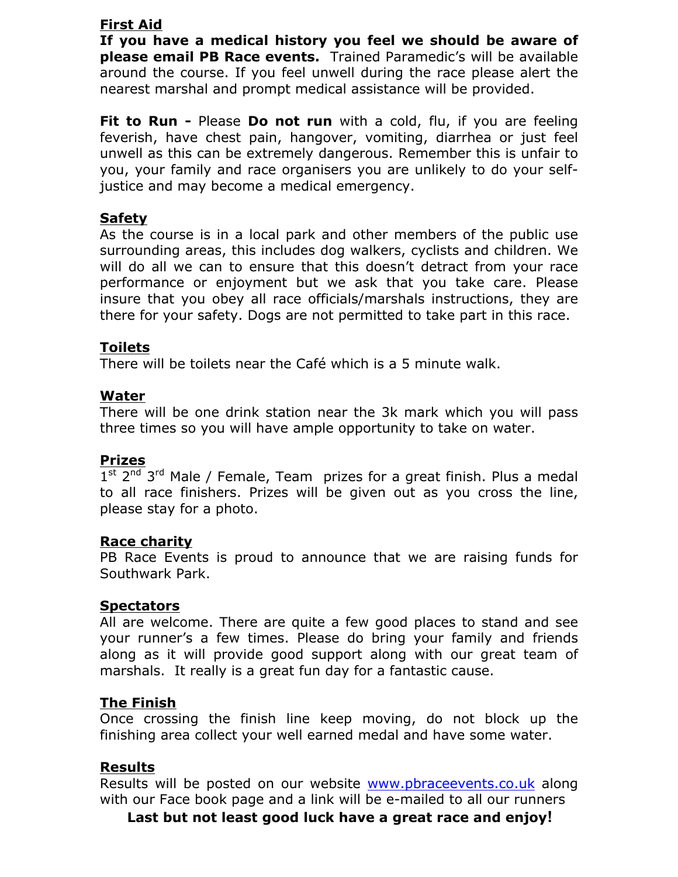## First Aid

**If you have a medical history you feel we should be aware of please email PB Race events.** Trained Paramedic's will be available around the course. If you feel unwell during the race please alert the nearest marshal and prompt medical assistance will be provided.

**Fit to Run -** Please **Do not run** with a cold, flu, if you are feeling feverish, have chest pain, hangover, vomiting, diarrhea or just feel unwell as this can be extremely dangerous. Remember this is unfair to you, your family and race organisers you are unlikely to do your self-justice and may become a medical emergency.

## Safety

As the course is in a local park and other members of the public use surrounding areas, this includes dog walkers, cyclists and children. We will do all we can to ensure that this doesn't detract from your race performance or enjoyment but we ask that you take care. Please insure that you obey all race officials/marshals instructions, they are there for your safety. Dogs are not permitted to take part in this race.

## Toilets

There will be toilets near the Café which is a 5 minute walk.

## Water

There will be one drink station near the 3k mark which you will pass three times so you will have ample opportunity to take on water.

## Prizes

1st 2nd 3rd Male / Female, Team prizes for a great finish. Plus a medal to all race finishers. Prizes will be given out as you cross the line, please stay for a photo.

## Race charity

PB Race Events is proud to announce that we are raising funds for Southwark Park.

## Spectators

All are welcome. There are quite a few good places to stand and see your runner's a few times. Please do bring your family and friends along as it will provide good support along with our great team of marshals. It really is a great fun day for a fantastic cause.

## The Finish

Once crossing the finish line keep moving, do not block up the finishing area collect your well earned medal and have some water.

## Results

Results will be posted on our website [www.pbraceevents.co.uk](http://www.pbraceevents.co.uk) along with our Face book page and a link will be e-mailed to all our runners

**Last but not least good luck have a great race and enjoy!**